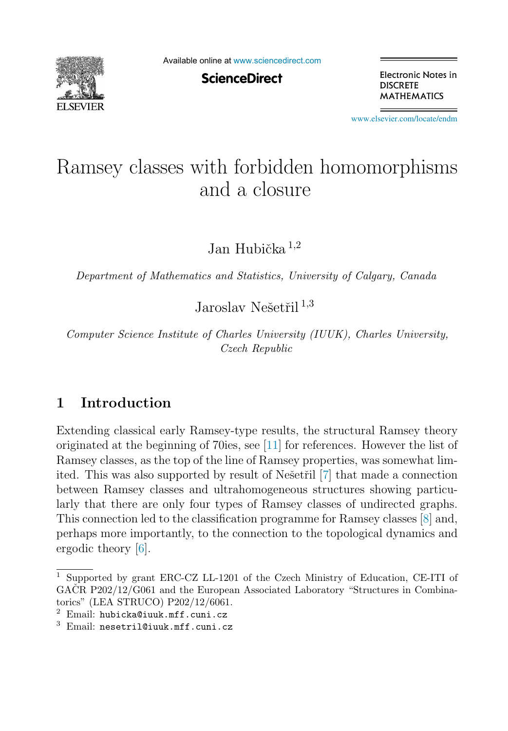# Ramsey classes with forbidden homomorphisms and a closure

Jan Hubička [1,2]

*Department of Mathematics and Statistics, University of Calgary, Canada*

Jaroslav Nešetřil [1,3]

*Computer Science Institute of Charles University (IUUK), Charles University, Czech Republic*

## 1 Introduction

Extending classical early Ramsey-type results, the structural Ramsey theory originated at the beginning of 70ies, see [11] for references. However the list of Ramsey classes, as the top of the line of Ramsey properties, was somewhat limited. This was also supported by result of Nešetřil [7] that made a connection between Ramsey classes and ultrahomogeneous structures showing particularly that there are only four types of Ramsey classes of undirected graphs. This connection led to the classification programme for Ramsey classes [8] and, perhaps more importantly, to the connection to the topological dynamics and ergodic theory [6].

---

[1] Supported by grant ERC-CZ LL-1201 of the Czech Ministry of Education, CE-ITI of GAČR P202/12/G061 and the European Associated Laboratory "Structures in Combinatorics" (LEA STRUCO) P202/12/6061.

[2] Email: `hubicka@iuuk.mff.cuni.cz`

[3] Email: `nesetril@iuuk.mff.cuni.cz`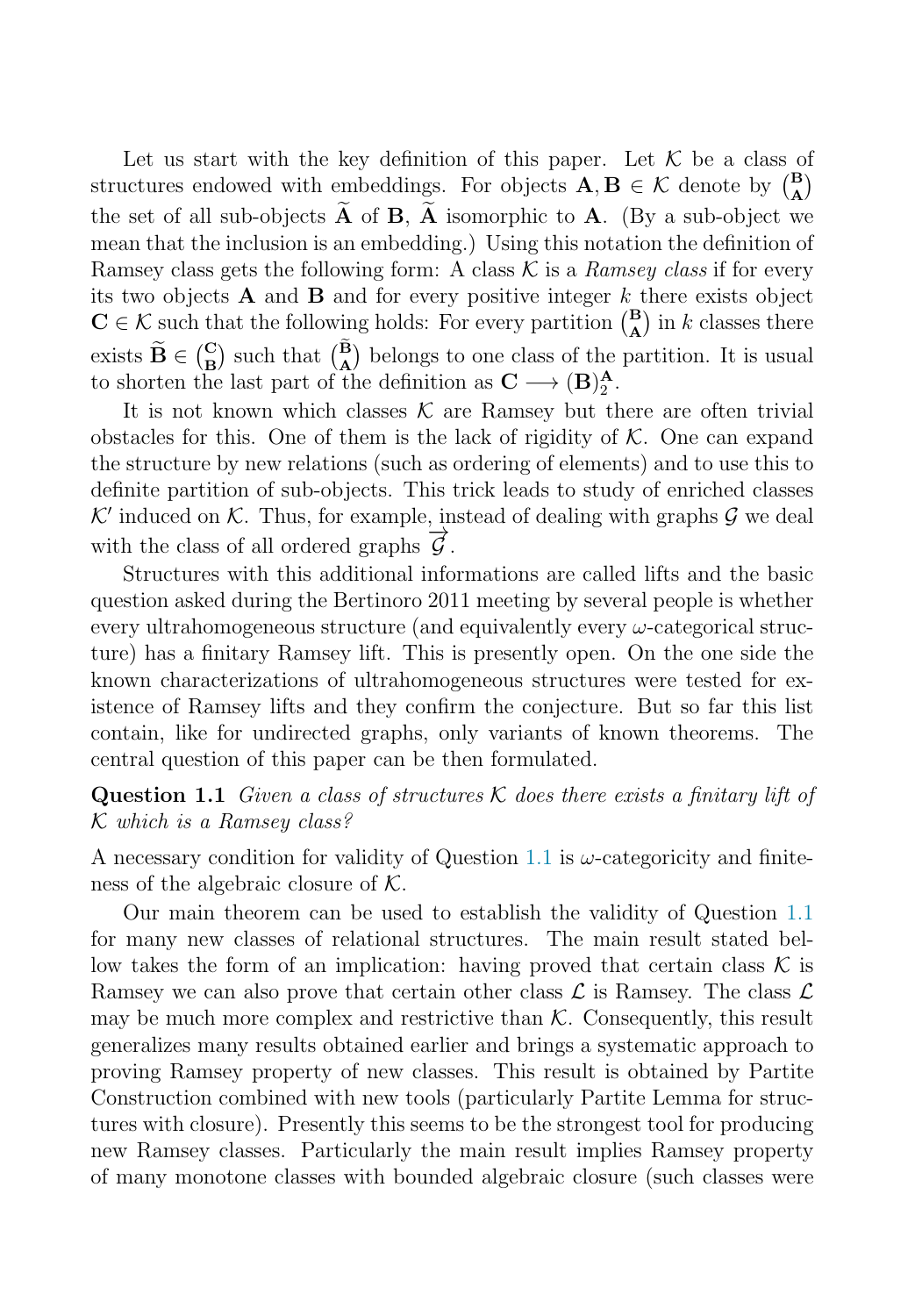Let us start with the key definition of this paper. Let $\mathcal{K}$ be a class of structures endowed with embeddings. For objects $\mathbf{A}, \mathbf{B} \in \mathcal{K}$ denote by $\binom{\mathbf{B}}{\mathbf{A}}$ the set of all sub-objects $\widetilde{\mathbf{A}}$ of $\mathbf{B}$, $\widetilde{\mathbf{A}}$ isomorphic to $\mathbf{A}$. (By a sub-object we mean that the inclusion is an embedding.) Using this notation the definition of Ramsey class gets the following form: A class $\mathcal{K}$ is a *Ramsey class* if for every its two objects $\mathbf{A}$ and $\mathbf{B}$ and for every positive integer $k$ there exists object $\mathbf{C} \in \mathcal{K}$ such that the following holds: For every partition $\binom{\mathbf{B}}{\mathbf{A}}$ in $k$ classes there exists $\widetilde{\mathbf{B}} \in \binom{\mathbf{C}}{\mathbf{B}}$ such that $\binom{\widetilde{\mathbf{B}}}{\mathbf{A}}$ belongs to one class of the partition. It is usual to shorten the last part of the definition as $\mathbf{C} \longrightarrow (\mathbf{B})^{\mathbf{A}}_2$.

It is not known which classes $\mathcal{K}$ are Ramsey but there are often trivial obstacles for this. One of them is the lack of rigidity of $\mathcal{K}$. One can expand the structure by new relations (such as ordering of elements) and to use this to definite partition of sub-objects. This trick leads to study of enriched classes $\mathcal{K}'$ induced on $\mathcal{K}$. Thus, for example, instead of dealing with graphs $\mathcal{G}$ we deal with the class of all ordered graphs $\overrightarrow{\mathcal{G}}$.

Structures with this additional informations are called lifts and the basic question asked during the Bertinoro 2011 meeting by several people is whether every ultrahomogeneous structure (and equivalently every $\omega$-categorical structure) has a finitary Ramsey lift. This is presently open. On the one side the known characterizations of ultrahomogeneous structures were tested for existence of Ramsey lifts and they confirm the conjecture. But so far this list contain, like for undirected graphs, only variants of known theorems. The central question of this paper can be then formulated.

**Question 1.1** *Given a class of structures $\mathcal{K}$ does there exists a finitary lift of $\mathcal{K}$ which is a Ramsey class?*

A necessary condition for validity of Question 1.1 is $\omega$-categoricity and finiteness of the algebraic closure of $\mathcal{K}$.

Our main theorem can be used to establish the validity of Question 1.1 for many new classes of relational structures. The main result stated bellow takes the form of an implication: having proved that certain class $\mathcal{K}$ is Ramsey we can also prove that certain other class $\mathcal{L}$ is Ramsey. The class $\mathcal{L}$ may be much more complex and restrictive than $\mathcal{K}$. Consequently, this result generalizes many results obtained earlier and brings a systematic approach to proving Ramsey property of new classes. This result is obtained by Partite Construction combined with new tools (particularly Partite Lemma for structures with closure). Presently this seems to be the strongest tool for producing new Ramsey classes. Particularly the main result implies Ramsey property of many monotone classes with bounded algebraic closure (such classes were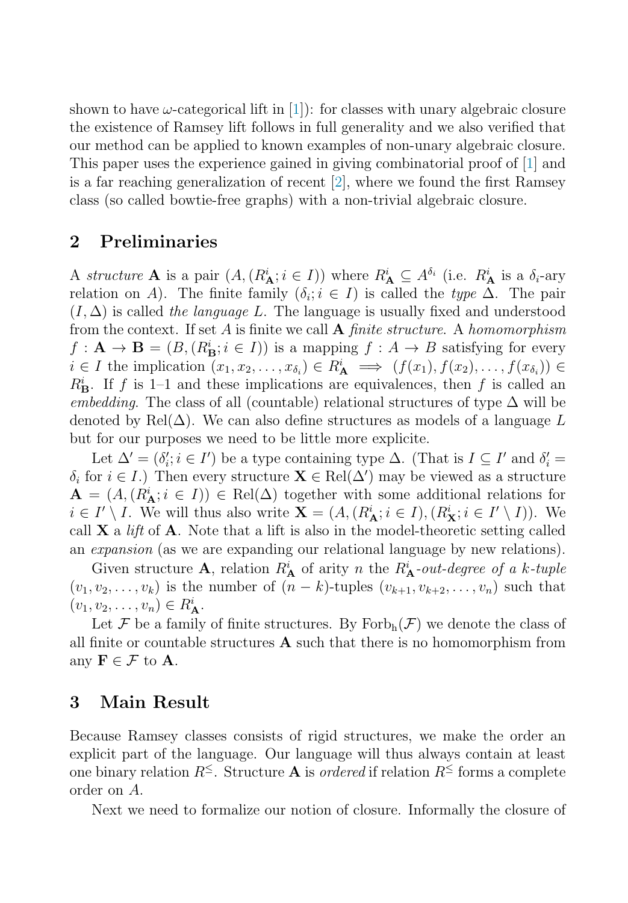shown to have $\omega$-categorical lift in [1]): for classes with unary algebraic closure the existence of Ramsey lift follows in full generality and we also verified that our method can be applied to known examples of non-unary algebraic closure. This paper uses the experience gained in giving combinatorial proof of [1] and is a far reaching generalization of recent [2], where we found the first Ramsey class (so called bowtie-free graphs) with a non-trivial algebraic closure.

## 2 Preliminaries

A *structure* $\mathbf{A}$ is a pair $(A, (R^i_{\mathbf{A}}; i \in I))$ where $R^i_{\mathbf{A}} \subseteq A^{\delta_i}$ (i.e. $R^i_{\mathbf{A}}$ is a $\delta_i$-ary relation on $A$). The finite family $(\delta_i; i \in I)$ is called the *type* $\Delta$. The pair $(I, \Delta)$ is called *the language* $L$. The language is usually fixed and understood from the context. If set $A$ is finite we call $\mathbf{A}$ *finite structure*. A *homomorphism* $f : \mathbf{A} \to \mathbf{B} = (B, (R^i_{\mathbf{B}}; i \in I))$ is a mapping $f : A \to B$ satisfying for every $i \in I$ the implication $(x_1, x_2, \ldots, x_{\delta_i}) \in R^i_{\mathbf{A}} \implies (f(x_1), f(x_2), \ldots, f(x_{\delta_i})) \in R^i_{\mathbf{B}}$. If $f$ is 1–1 and these implications are equivalences, then $f$ is called an *embedding*. The class of all (countable) relational structures of type $\Delta$ will be denoted by $\mathrm{Rel}(\Delta)$. We can also define structures as models of a language $L$ but for our purposes we need to be little more explicite.

Let $\Delta' = (\delta'_i; i \in I')$ be a type containing type $\Delta$. (That is $I \subseteq I'$ and $\delta'_i = \delta_i$ for $i \in I$.) Then every structure $\mathbf{X} \in \mathrm{Rel}(\Delta')$ may be viewed as a structure $\mathbf{A} = (A, (R^i_{\mathbf{A}}; i \in I)) \in \mathrm{Rel}(\Delta)$ together with some additional relations for $i \in I' \setminus I$. We will thus also write $\mathbf{X} = (A, (R^i_{\mathbf{A}}; i \in I), (R^i_{\mathbf{X}}; i \in I' \setminus I))$. We call $\mathbf{X}$ a *lift* of $\mathbf{A}$. Note that a lift is also in the model-theoretic setting called an *expansion* (as we are expanding our relational language by new relations).

Given structure $\mathbf{A}$, relation $R^i_{\mathbf{A}}$ of arity $n$ the *$R^i_{\mathbf{A}}$-out-degree of a $k$-tuple* $(v_1, v_2, \ldots, v_k)$ is the number of $(n-k)$-tuples $(v_{k+1}, v_{k+2}, \ldots, v_n)$ such that $(v_1, v_2, \ldots, v_n) \in R^i_{\mathbf{A}}$.

Let $\mathcal{F}$ be a family of finite structures. By $\mathrm{Forb_h}(\mathcal{F})$ we denote the class of all finite or countable structures $\mathbf{A}$ such that there is no homomorphism from any $\mathbf{F} \in \mathcal{F}$ to $\mathbf{A}$.

## 3 Main Result

Because Ramsey classes consists of rigid structures, we make the order an explicit part of the language. Our language will thus always contain at least one binary relation $R^{\leq}$. Structure $\mathbf{A}$ is *ordered* if relation $R^{\leq}$ forms a complete order on $A$.

Next we need to formalize our notion of closure. Informally the closure of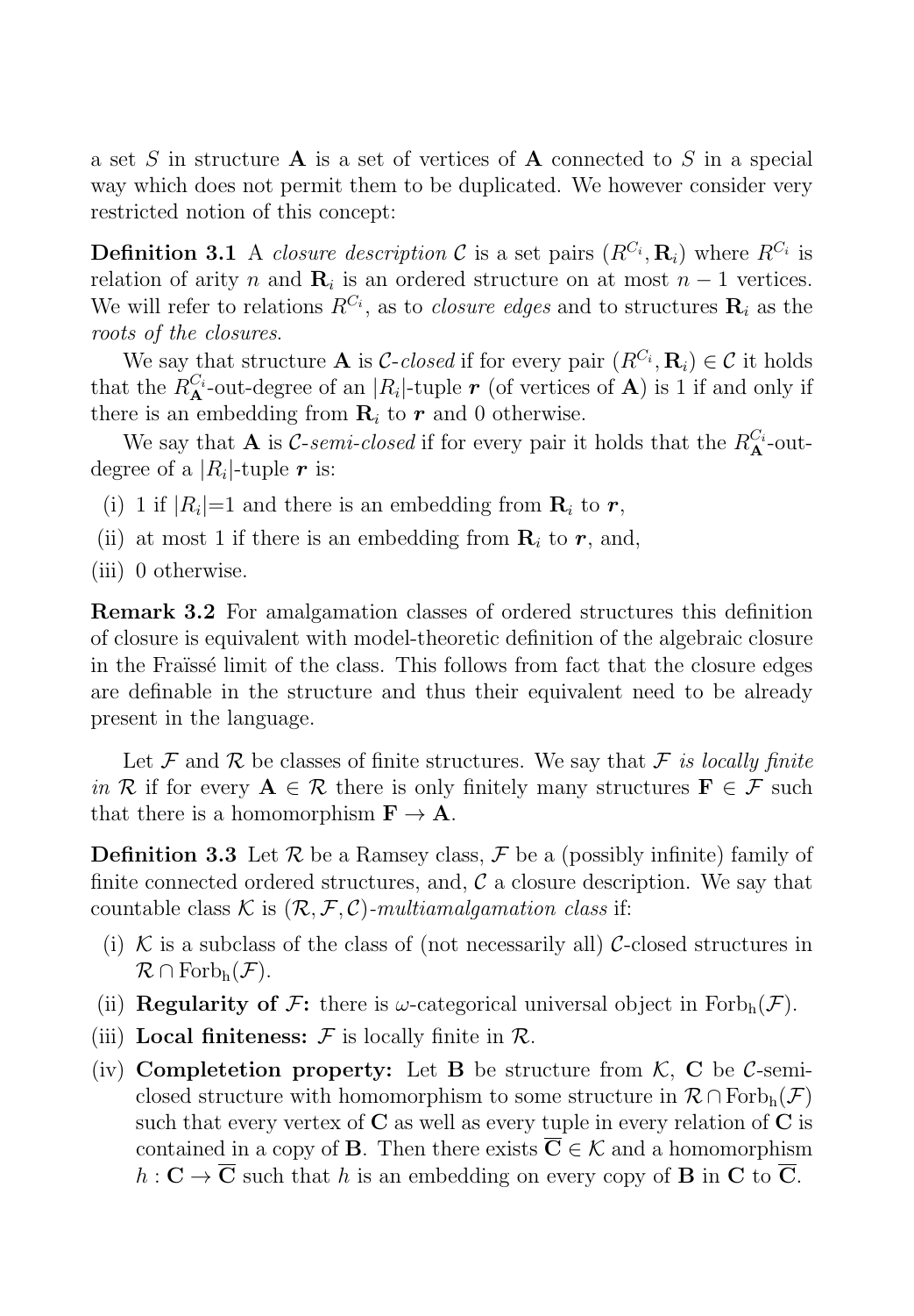a set $S$ in structure $\mathbf{A}$ is a set of vertices of $\mathbf{A}$ connected to $S$ in a special way which does not permit them to be duplicated. We however consider very restricted notion of this concept:

**Definition 3.1** A *closure description* $\mathcal{C}$ is a set pairs $(R^{C_i}, \mathbf{R}_i)$ where $R^{C_i}$ is relation of arity $n$ and $\mathbf{R}_i$ is an ordered structure on at most $n-1$ vertices. We will refer to relations $R^{C_i}$, as to *closure edges* and to structures $\mathbf{R}_i$ as the *roots of the closures*.

We say that structure $\mathbf{A}$ is $\mathcal{C}$*-closed* if for every pair $(R^{C_i}, \mathbf{R}_i) \in \mathcal{C}$ it holds that the $R^{C_i}_{\mathbf{A}}$-out-degree of an $|R_i|$-tuple $\boldsymbol{r}$ (of vertices of $\mathbf{A}$) is 1 if and only if there is an embedding from $\mathbf{R}_i$ to $\boldsymbol{r}$ and 0 otherwise.

We say that $\mathbf{A}$ is $\mathcal{C}$*-semi-closed* if for every pair it holds that the $R^{C_i}_{\mathbf{A}}$-out-degree of a $|R_i|$-tuple $\boldsymbol{r}$ is:

(i) 1 if $|R_i|$=1 and there is an embedding from $\mathbf{R}_i$ to $\boldsymbol{r}$,

(ii) at most 1 if there is an embedding from $\mathbf{R}_i$ to $\boldsymbol{r}$, and,

(iii) 0 otherwise.

**Remark 3.2** For amalgamation classes of ordered structures this definition of closure is equivalent with model-theoretic definition of the algebraic closure in the Fraïssé limit of the class. This follows from fact that the closure edges are definable in the structure and thus their equivalent need to be already present in the language.

Let $\mathcal{F}$ and $\mathcal{R}$ be classes of finite structures. We say that $\mathcal{F}$ *is locally finite in* $\mathcal{R}$ if for every $\mathbf{A} \in \mathcal{R}$ there is only finitely many structures $\mathbf{F} \in \mathcal{F}$ such that there is a homomorphism $\mathbf{F} \to \mathbf{A}$.

**Definition 3.3** Let $\mathcal{R}$ be a Ramsey class, $\mathcal{F}$ be a (possibly infinite) family of finite connected ordered structures, and, $\mathcal{C}$ a closure description. We say that countable class $\mathcal{K}$ is $(\mathcal{R}, \mathcal{F}, \mathcal{C})$*-multiamalgamation class* if:

(i) $\mathcal{K}$ is a subclass of the class of (not necessarily all) $\mathcal{C}$-closed structures in $\mathcal{R} \cap \mathrm{Forb_h}(\mathcal{F})$.

(ii) **Regularity of $\mathcal{F}$:** there is $\omega$-categorical universal object in $\mathrm{Forb_h}(\mathcal{F})$.

(iii) **Local finiteness:** $\mathcal{F}$ is locally finite in $\mathcal{R}$.

(iv) **Completetion property:** Let $\mathbf{B}$ be structure from $\mathcal{K}$, $\mathbf{C}$ be $\mathcal{C}$-semi-closed structure with homomorphism to some structure in $\mathcal{R} \cap \mathrm{Forb_h}(\mathcal{F})$ such that every vertex of $\mathbf{C}$ as well as every tuple in every relation of $\mathbf{C}$ is contained in a copy of $\mathbf{B}$. Then there exists $\overline{\mathbf{C}} \in \mathcal{K}$ and a homomorphism $h : \mathbf{C} \to \overline{\mathbf{C}}$ such that $h$ is an embedding on every copy of $\mathbf{B}$ in $\mathbf{C}$ to $\overline{\mathbf{C}}$.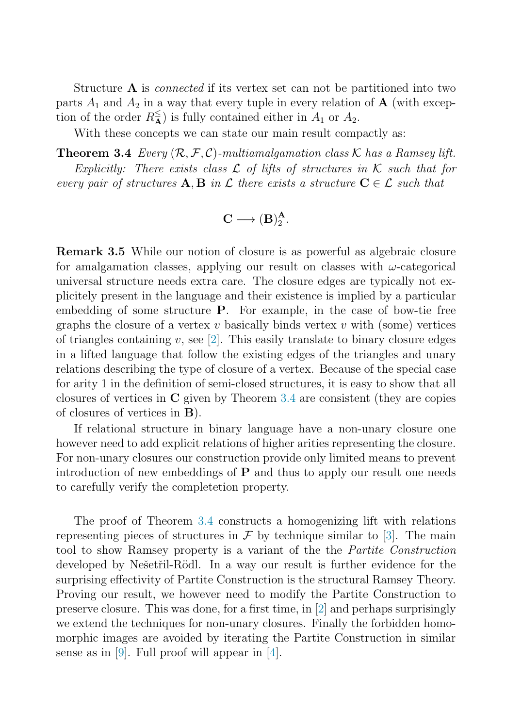Structure $\mathbf{A}$ is *connected* if its vertex set can not be partitioned into two parts $A_1$ and $A_2$ in a way that every tuple in every relation of $\mathbf{A}$ (with exception of the order $R^{\leq}_{\mathbf{A}}$) is fully contained either in $A_1$ or $A_2$.

With these concepts we can state our main result compactly as:

**Theorem 3.4** *Every $(\mathcal{R}, \mathcal{F}, \mathcal{C})$-multiamalgamation class $\mathcal{K}$ has a Ramsey lift.*

*Explicitly: There exists class $\mathcal{L}$ of lifts of structures in $\mathcal{K}$ such that for every pair of structures $\mathbf{A}, \mathbf{B}$ in $\mathcal{L}$ there exists a structure $\mathbf{C} \in \mathcal{L}$ such that*

$$\mathbf{C} \longrightarrow (\mathbf{B})^{\mathbf{A}}_2.$$

**Remark 3.5** While our notion of closure is as powerful as algebraic closure for amalgamation classes, applying our result on classes with $\omega$-categorical universal structure needs extra care. The closure edges are typically not explicitely present in the language and their existence is implied by a particular embedding of some structure $\mathbf{P}$. For example, in the case of bow-tie free graphs the closure of a vertex $v$ basically binds vertex $v$ with (some) vertices of triangles containing $v$, see [2]. This easily translate to binary closure edges in a lifted language that follow the existing edges of the triangles and unary relations describing the type of closure of a vertex. Because of the special case for arity 1 in the definition of semi-closed structures, it is easy to show that all closures of vertices in $\mathbf{C}$ given by Theorem 3.4 are consistent (they are copies of closures of vertices in $\mathbf{B}$).

If relational structure in binary language have a non-unary closure one however need to add explicit relations of higher arities representing the closure. For non-unary closures our construction provide only limited means to prevent introduction of new embeddings of $\mathbf{P}$ and thus to apply our result one needs to carefully verify the completetion property.

The proof of Theorem 3.4 constructs a homogenizing lift with relations representing pieces of structures in $\mathcal{F}$ by technique similar to [3]. The main tool to show Ramsey property is a variant of the the *Partite Construction* developed by Nešetřil-Rödl. In a way our result is further evidence for the surprising effectivity of Partite Construction is the structural Ramsey Theory. Proving our result, we however need to modify the Partite Construction to preserve closure. This was done, for a first time, in [2] and perhaps surprisingly we extend the techniques for non-unary closures. Finally the forbidden homomorphic images are avoided by iterating the Partite Construction in similar sense as in [9]. Full proof will appear in [4].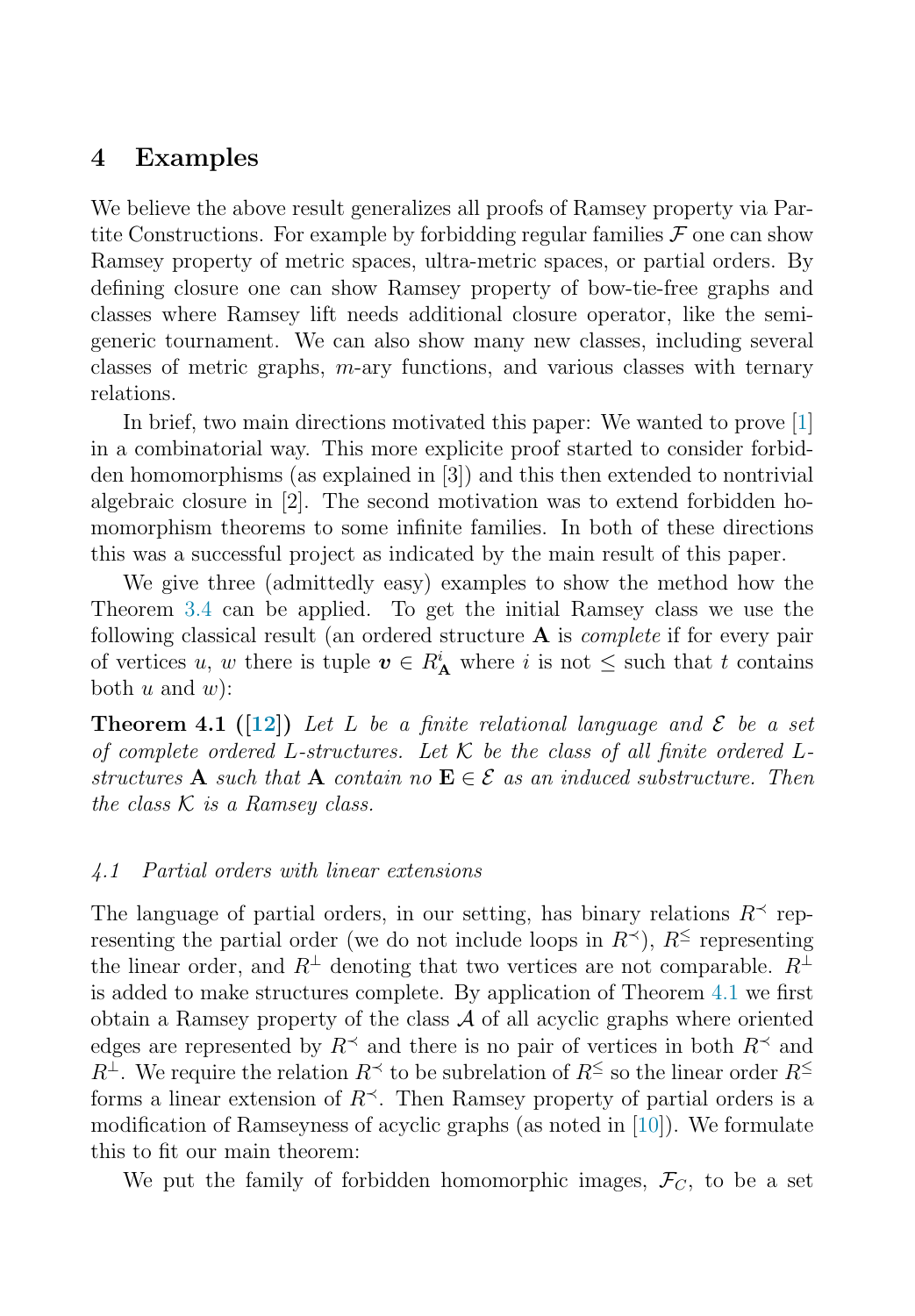## 4 Examples

We believe the above result generalizes all proofs of Ramsey property via Partite Constructions. For example by forbidding regular families $\mathcal{F}$ one can show Ramsey property of metric spaces, ultra-metric spaces, or partial orders. By defining closure one can show Ramsey property of bow-tie-free graphs and classes where Ramsey lift needs additional closure operator, like the semi-generic tournament. We can also show many new classes, including several classes of metric graphs, $m$-ary functions, and various classes with ternary relations.

In brief, two main directions motivated this paper: We wanted to prove [1] in a combinatorial way. This more explicite proof started to consider forbidden homomorphisms (as explained in [3]) and this then extended to nontrivial algebraic closure in [2]. The second motivation was to extend forbidden homomorphism theorems to some infinite families. In both of these directions this was a successful project as indicated by the main result of this paper.

We give three (admittedly easy) examples to show the method how the Theorem 3.4 can be applied. To get the initial Ramsey class we use the following classical result (an ordered structure $\mathbf{A}$ is *complete* if for every pair of vertices $u$, $w$ there is tuple $\boldsymbol{v} \in R^i_{\mathbf{A}}$ where $i$ is not $\leq$ such that $t$ contains both $u$ and $w$):

**Theorem 4.1 ([12])** *Let $L$ be a finite relational language and $\mathcal{E}$ be a set of complete ordered $L$-structures. Let $\mathcal{K}$ be the class of all finite ordered $L$-structures $\mathbf{A}$ such that $\mathbf{A}$ contain no $\mathbf{E} \in \mathcal{E}$ as an induced substructure. Then the class $\mathcal{K}$ is a Ramsey class.*

### *4.1 Partial orders with linear extensions*

The language of partial orders, in our setting, has binary relations $R^{\prec}$ representing the partial order (we do not include loops in $R^{\prec}$), $R^{\leq}$ representing the linear order, and $R^{\perp}$ denoting that two vertices are not comparable. $R^{\perp}$ is added to make structures complete. By application of Theorem 4.1 we first obtain a Ramsey property of the class $\mathcal{A}$ of all acyclic graphs where oriented edges are represented by $R^{\prec}$ and there is no pair of vertices in both $R^{\prec}$ and $R^{\perp}$. We require the relation $R^{\prec}$ to be subrelation of $R^{\leq}$ so the linear order $R^{\leq}$ forms a linear extension of $R^{\prec}$. Then Ramsey property of partial orders is a modification of Ramseyness of acyclic graphs (as noted in [10]). We formulate this to fit our main theorem:

We put the family of forbidden homomorphic images, $\mathcal{F}_C$, to be a set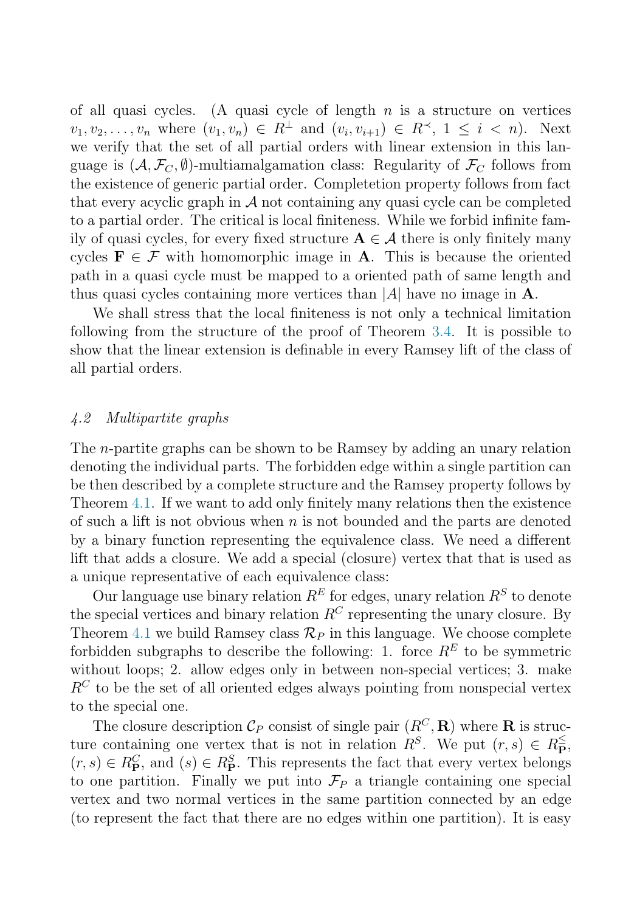of all quasi cycles. (A quasi cycle of length $n$ is a structure on vertices $v_1, v_2, \ldots, v_n$ where $(v_1, v_n) \in R^{\perp}$ and $(v_i, v_{i+1}) \in R^{\prec}$, $1 \leq i < n$). Next we verify that the set of all partial orders with linear extension in this language is $(\mathcal{A}, \mathcal{F}_C, \emptyset)$-multiamalgamation class: Regularity of $\mathcal{F}_C$ follows from the existence of generic partial order. Completetion property follows from fact that every acyclic graph in $\mathcal{A}$ not containing any quasi cycle can be completed to a partial order. The critical is local finiteness. While we forbid infinite family of quasi cycles, for every fixed structure $\mathbf{A} \in \mathcal{A}$ there is only finitely many cycles $\mathbf{F} \in \mathcal{F}$ with homomorphic image in $\mathbf{A}$. This is because the oriented path in a quasi cycle must be mapped to a oriented path of same length and thus quasi cycles containing more vertices than $|A|$ have no image in $\mathbf{A}$.

We shall stress that the local finiteness is not only a technical limitation following from the structure of the proof of Theorem 3.4. It is possible to show that the linear extension is definable in every Ramsey lift of the class of all partial orders.

### *4.2 Multipartite graphs*

The $n$-partite graphs can be shown to be Ramsey by adding an unary relation denoting the individual parts. The forbidden edge within a single partition can be then described by a complete structure and the Ramsey property follows by Theorem 4.1. If we want to add only finitely many relations then the existence of such a lift is not obvious when $n$ is not bounded and the parts are denoted by a binary function representing the equivalence class. We need a different lift that adds a closure. We add a special (closure) vertex that that is used as a unique representative of each equivalence class:

Our language use binary relation $R^E$ for edges, unary relation $R^S$ to denote the special vertices and binary relation $R^C$ representing the unary closure. By Theorem 4.1 we build Ramsey class $\mathcal{R}_P$ in this language. We choose complete forbidden subgraphs to describe the following: 1. force $R^E$ to be symmetric without loops; 2. allow edges only in between non-special vertices; 3. make $R^C$ to be the set of all oriented edges always pointing from nonspecial vertex to the special one.

The closure description $\mathcal{C}_P$ consist of single pair $(R^C, \mathbf{R})$ where $\mathbf{R}$ is structure containing one vertex that is not in relation $R^S$. We put $(r,s) \in R^{\leq}_{\mathbf{P}}$, $(r,s) \in R^C_{\mathbf{P}}$, and $(s) \in R^S_{\mathbf{P}}$. This represents the fact that every vertex belongs to one partition. Finally we put into $\mathcal{F}_P$ a triangle containing one special vertex and two normal vertices in the same partition connected by an edge (to represent the fact that there are no edges within one partition). It is easy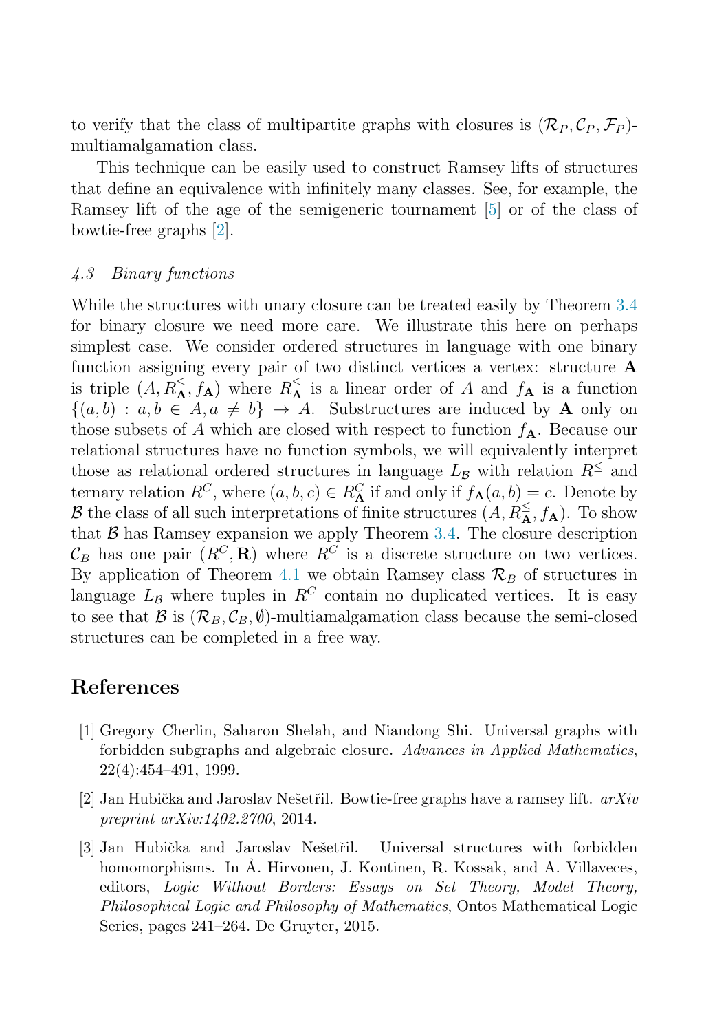to verify that the class of multipartite graphs with closures is $(\mathcal{R}_P, \mathcal{C}_P, \mathcal{F}_P)$-multiamalgamation class.

This technique can be easily used to construct Ramsey lifts of structures that define an equivalence with infinitely many classes. See, for example, the Ramsey lift of the age of the semigeneric tournament [5] or of the class of bowtie-free graphs [2].

### *4.3 Binary functions*

While the structures with unary closure can be treated easily by Theorem 3.4 for binary closure we need more care. We illustrate this here on perhaps simplest case. We consider ordered structures in language with one binary function assigning every pair of two distinct vertices a vertex: structure $\mathbf{A}$ is triple $(A, R^{\leq}_{\mathbf{A}}, f_{\mathbf{A}})$ where $R^{\leq}_{\mathbf{A}}$ is a linear order of $A$ and $f_{\mathbf{A}}$ is a function $\{(a,b) : a, b \in A, a \neq b\} \to A$. Substructures are induced by $\mathbf{A}$ only on those subsets of $A$ which are closed with respect to function $f_{\mathbf{A}}$. Because our relational structures have no function symbols, we will equivalently interpret those as relational ordered structures in language $L_{\mathcal{B}}$ with relation $R^{\leq}$ and ternary relation $R^C$, where $(a,b,c) \in R^C_{\mathbf{A}}$ if and only if $f_{\mathbf{A}}(a,b) = c$. Denote by $\mathcal{B}$ the class of all such interpretations of finite structures $(A, R^{\leq}_{\mathbf{A}}, f_{\mathbf{A}})$. To show that $\mathcal{B}$ has Ramsey expansion we apply Theorem 3.4. The closure description $\mathcal{C}_B$ has one pair $(R^C, \mathbf{R})$ where $R^C$ is a discrete structure on two vertices. By application of Theorem 4.1 we obtain Ramsey class $\mathcal{R}_B$ of structures in language $L_{\mathcal{B}}$ where tuples in $R^C$ contain no duplicated vertices. It is easy to see that $\mathcal{B}$ is $(\mathcal{R}_B, \mathcal{C}_B, \emptyset)$-multiamalgamation class because the semi-closed structures can be completed in a free way.

## References

[1] Gregory Cherlin, Saharon Shelah, and Niandong Shi. Universal graphs with forbidden subgraphs and algebraic closure. *Advances in Applied Mathematics*, 22(4):454–491, 1999.

[2] Jan Hubička and Jaroslav Nešetřil. Bowtie-free graphs have a ramsey lift. *arXiv preprint arXiv:1402.2700*, 2014.

[3] Jan Hubička and Jaroslav Nešetřil. Universal structures with forbidden homomorphisms. In Å. Hirvonen, J. Kontinen, R. Kossak, and A. Villaveces, editors, *Logic Without Borders: Essays on Set Theory, Model Theory, Philosophical Logic and Philosophy of Mathematics*, Ontos Mathematical Logic Series, pages 241–264. De Gruyter, 2015.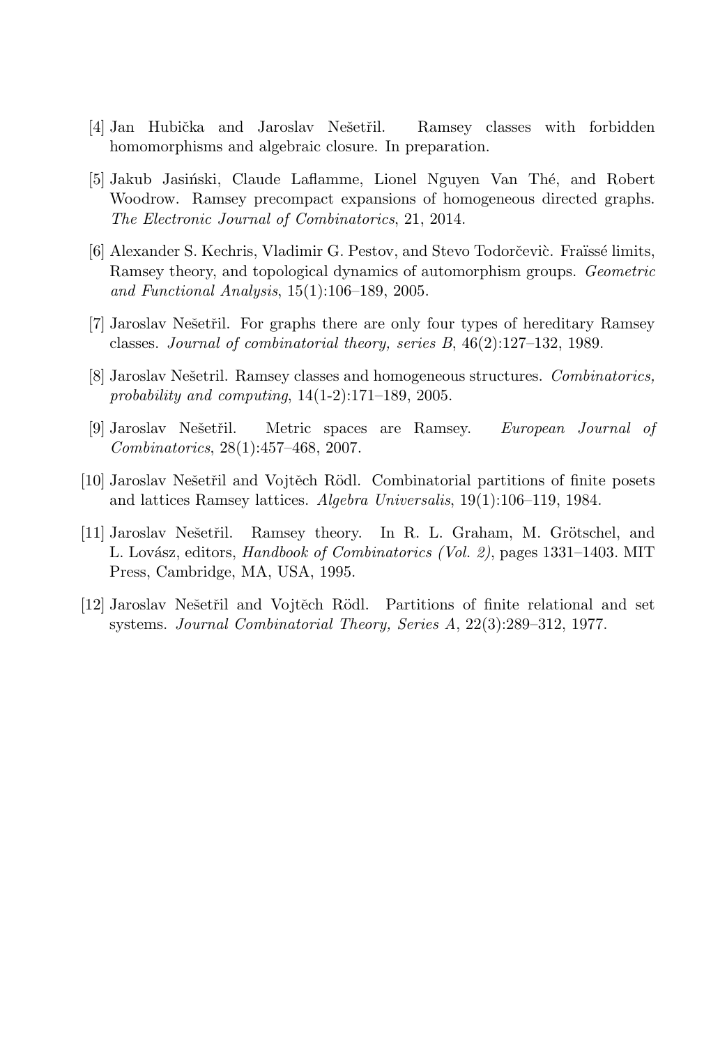[4] Jan Hubička and Jaroslav Nešetřil. Ramsey classes with forbidden homomorphisms and algebraic closure. In preparation.

[5] Jakub Jasiński, Claude Laflamme, Lionel Nguyen Van Thé, and Robert Woodrow. Ramsey precompact expansions of homogeneous directed graphs. *The Electronic Journal of Combinatorics*, 21, 2014.

[6] Alexander S. Kechris, Vladimir G. Pestov, and Stevo Todorčevič. Fraïssé limits, Ramsey theory, and topological dynamics of automorphism groups. *Geometric and Functional Analysis*, 15(1):106–189, 2005.

[7] Jaroslav Nešetřil. For graphs there are only four types of hereditary Ramsey classes. *Journal of combinatorial theory, series B*, 46(2):127–132, 1989.

[8] Jaroslav Nešetril. Ramsey classes and homogeneous structures. *Combinatorics, probability and computing*, 14(1-2):171–189, 2005.

[9] Jaroslav Nešetřil. Metric spaces are Ramsey. *European Journal of Combinatorics*, 28(1):457–468, 2007.

[10] Jaroslav Nešetřil and Vojtěch Rödl. Combinatorial partitions of finite posets and lattices Ramsey lattices. *Algebra Universalis*, 19(1):106–119, 1984.

[11] Jaroslav Nešetřil. Ramsey theory. In R. L. Graham, M. Grötschel, and L. Lovász, editors, *Handbook of Combinatorics (Vol. 2)*, pages 1331–1403. MIT Press, Cambridge, MA, USA, 1995.

[12] Jaroslav Nešetřil and Vojtěch Rödl. Partitions of finite relational and set systems. *Journal Combinatorial Theory, Series A*, 22(3):289–312, 1977.